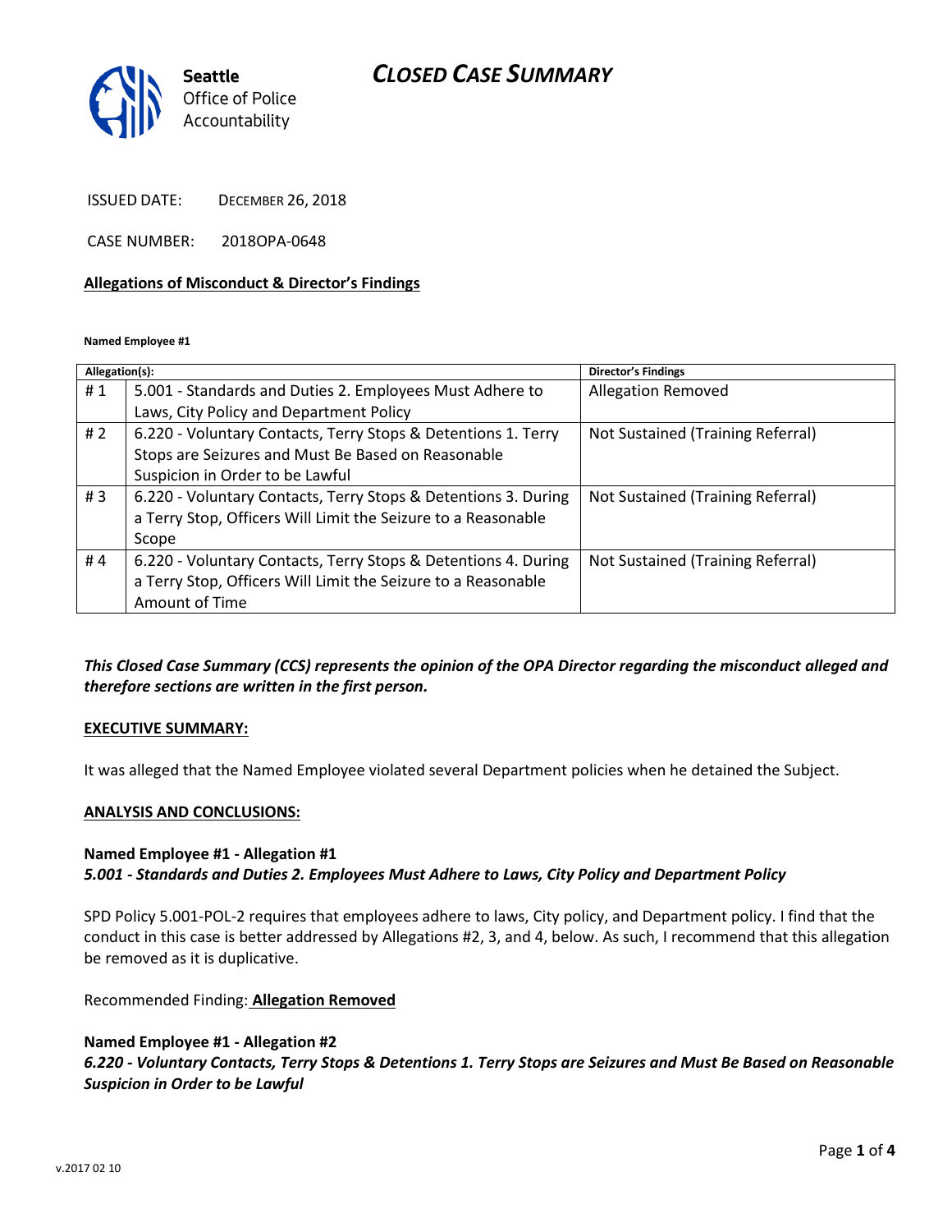# CLOSED CASE SUMMARY

Seattle Office of Police Accountability

ISSUED DATE: DECEMBER 26, 2018

CASE NUMBER: 2018OPA-0648

**Allegations of Misconduct & Director's Findings**

**Named Employee #1**

| Allegation(s): | | Director's Findings |
|---|---|---|
| # 1 | 5.001 - Standards and Duties 2. Employees Must Adhere to Laws, City Policy and Department Policy | Allegation Removed |
| # 2 | 6.220 - Voluntary Contacts, Terry Stops & Detentions 1. Terry Stops are Seizures and Must Be Based on Reasonable Suspicion in Order to be Lawful | Not Sustained (Training Referral) |
| # 3 | 6.220 - Voluntary Contacts, Terry Stops & Detentions 3. During a Terry Stop, Officers Will Limit the Seizure to a Reasonable Scope | Not Sustained (Training Referral) |
| # 4 | 6.220 - Voluntary Contacts, Terry Stops & Detentions 4. During a Terry Stop, Officers Will Limit the Seizure to a Reasonable Amount of Time | Not Sustained (Training Referral) |

***This Closed Case Summary (CCS) represents the opinion of the OPA Director regarding the misconduct alleged and therefore sections are written in the first person.***

**EXECUTIVE SUMMARY:**

It was alleged that the Named Employee violated several Department policies when he detained the Subject.

**ANALYSIS AND CONCLUSIONS:**

**Named Employee #1 - Allegation #1**
***5.001 - Standards and Duties 2. Employees Must Adhere to Laws, City Policy and Department Policy***

SPD Policy 5.001-POL-2 requires that employees adhere to laws, City policy, and Department policy. I find that the conduct in this case is better addressed by Allegations #2, 3, and 4, below. As such, I recommend that this allegation be removed as it is duplicative.

Recommended Finding: **Allegation Removed**

**Named Employee #1 - Allegation #2**
***6.220 - Voluntary Contacts, Terry Stops & Detentions 1. Terry Stops are Seizures and Must Be Based on Reasonable Suspicion in Order to be Lawful***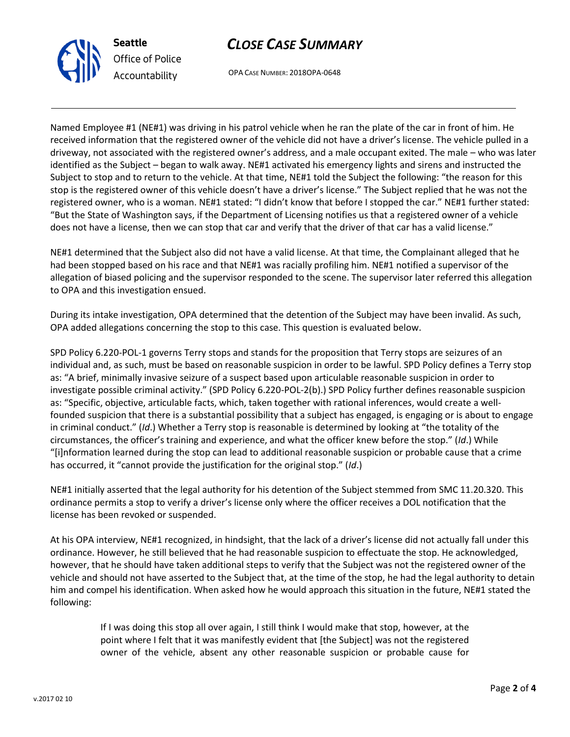Named Employee #1 (NE#1) was driving in his patrol vehicle when he ran the plate of the car in front of him. He received information that the registered owner of the vehicle did not have a driver's license. The vehicle pulled in a driveway, not associated with the registered owner's address, and a male occupant exited. The male – who was later identified as the Subject – began to walk away. NE#1 activated his emergency lights and sirens and instructed the Subject to stop and to return to the vehicle. At that time, NE#1 told the Subject the following: "the reason for this stop is the registered owner of this vehicle doesn't have a driver's license." The Subject replied that he was not the registered owner, who is a woman. NE#1 stated: "I didn't know that before I stopped the car." NE#1 further stated: "But the State of Washington says, if the Department of Licensing notifies us that a registered owner of a vehicle does not have a license, then we can stop that car and verify that the driver of that car has a valid license."

NE#1 determined that the Subject also did not have a valid license. At that time, the Complainant alleged that he had been stopped based on his race and that NE#1 was racially profiling him. NE#1 notified a supervisor of the allegation of biased policing and the supervisor responded to the scene. The supervisor later referred this allegation to OPA and this investigation ensued.

During its intake investigation, OPA determined that the detention of the Subject may have been invalid. As such, OPA added allegations concerning the stop to this case. This question is evaluated below.

SPD Policy 6.220-POL-1 governs Terry stops and stands for the proposition that Terry stops are seizures of an individual and, as such, must be based on reasonable suspicion in order to be lawful. SPD Policy defines a Terry stop as: "A brief, minimally invasive seizure of a suspect based upon articulable reasonable suspicion in order to investigate possible criminal activity." (SPD Policy 6.220-POL-2(b).) SPD Policy further defines reasonable suspicion as: "Specific, objective, articulable facts, which, taken together with rational inferences, would create a well-founded suspicion that there is a substantial possibility that a subject has engaged, is engaging or is about to engage in criminal conduct." (*Id*.) Whether a Terry stop is reasonable is determined by looking at "the totality of the circumstances, the officer's training and experience, and what the officer knew before the stop." (*Id*.) While "[i]nformation learned during the stop can lead to additional reasonable suspicion or probable cause that a crime has occurred, it "cannot provide the justification for the original stop." (*Id*.)

NE#1 initially asserted that the legal authority for his detention of the Subject stemmed from SMC 11.20.320. This ordinance permits a stop to verify a driver's license only where the officer receives a DOL notification that the license has been revoked or suspended.

At his OPA interview, NE#1 recognized, in hindsight, that the lack of a driver's license did not actually fall under this ordinance. However, he still believed that he had reasonable suspicion to effectuate the stop. He acknowledged, however, that he should have taken additional steps to verify that the Subject was not the registered owner of the vehicle and should not have asserted to the Subject that, at the time of the stop, he had the legal authority to detain him and compel his identification. When asked how he would approach this situation in the future, NE#1 stated the following:

> If I was doing this stop all over again, I still think I would make that stop, however, at the point where I felt that it was manifestly evident that [the Subject] was not the registered owner of the vehicle, absent any other reasonable suspicion or probable cause for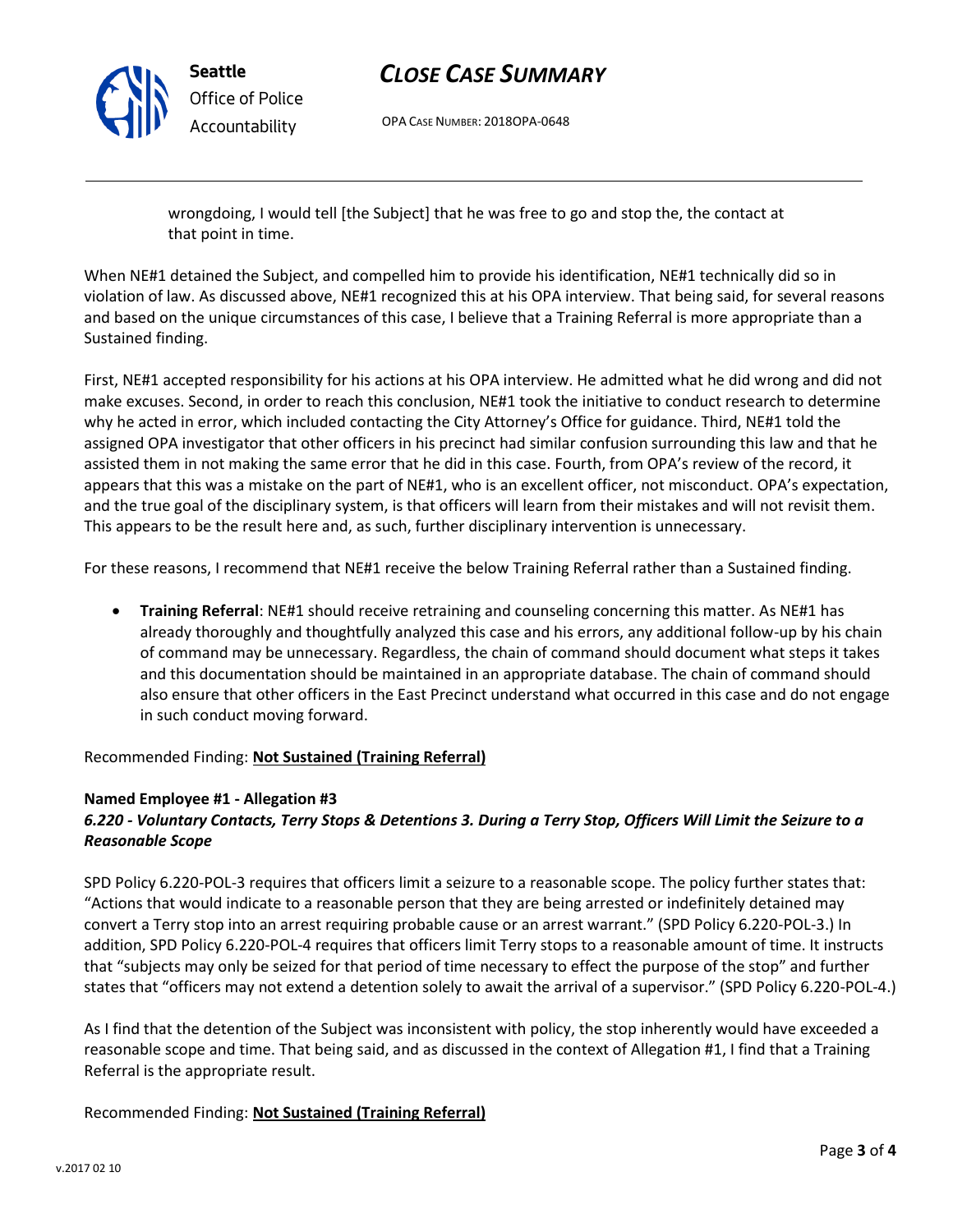wrongdoing, I would tell [the Subject] that he was free to go and stop the, the contact at that point in time.

When NE#1 detained the Subject, and compelled him to provide his identification, NE#1 technically did so in violation of law. As discussed above, NE#1 recognized this at his OPA interview. That being said, for several reasons and based on the unique circumstances of this case, I believe that a Training Referral is more appropriate than a Sustained finding.

First, NE#1 accepted responsibility for his actions at his OPA interview. He admitted what he did wrong and did not make excuses. Second, in order to reach this conclusion, NE#1 took the initiative to conduct research to determine why he acted in error, which included contacting the City Attorney's Office for guidance. Third, NE#1 told the assigned OPA investigator that other officers in his precinct had similar confusion surrounding this law and that he assisted them in not making the same error that he did in this case. Fourth, from OPA's review of the record, it appears that this was a mistake on the part of NE#1, who is an excellent officer, not misconduct. OPA's expectation, and the true goal of the disciplinary system, is that officers will learn from their mistakes and will not revisit them. This appears to be the result here and, as such, further disciplinary intervention is unnecessary.

For these reasons, I recommend that NE#1 receive the below Training Referral rather than a Sustained finding.

- **Training Referral**: NE#1 should receive retraining and counseling concerning this matter. As NE#1 has already thoroughly and thoughtfully analyzed this case and his errors, any additional follow-up by his chain of command may be unnecessary. Regardless, the chain of command should document what steps it takes and this documentation should be maintained in an appropriate database. The chain of command should also ensure that other officers in the East Precinct understand what occurred in this case and do not engage in such conduct moving forward.

Recommended Finding: **Not Sustained (Training Referral)**

**Named Employee #1 - Allegation #3**
***6.220 - Voluntary Contacts, Terry Stops & Detentions 3. During a Terry Stop, Officers Will Limit the Seizure to a Reasonable Scope***

SPD Policy 6.220-POL-3 requires that officers limit a seizure to a reasonable scope. The policy further states that: "Actions that would indicate to a reasonable person that they are being arrested or indefinitely detained may convert a Terry stop into an arrest requiring probable cause or an arrest warrant." (SPD Policy 6.220-POL-3.) In addition, SPD Policy 6.220-POL-4 requires that officers limit Terry stops to a reasonable amount of time. It instructs that "subjects may only be seized for that period of time necessary to effect the purpose of the stop" and further states that "officers may not extend a detention solely to await the arrival of a supervisor." (SPD Policy 6.220-POL-4.)

As I find that the detention of the Subject was inconsistent with policy, the stop inherently would have exceeded a reasonable scope and time. That being said, and as discussed in the context of Allegation #1, I find that a Training Referral is the appropriate result.

Recommended Finding: **Not Sustained (Training Referral)**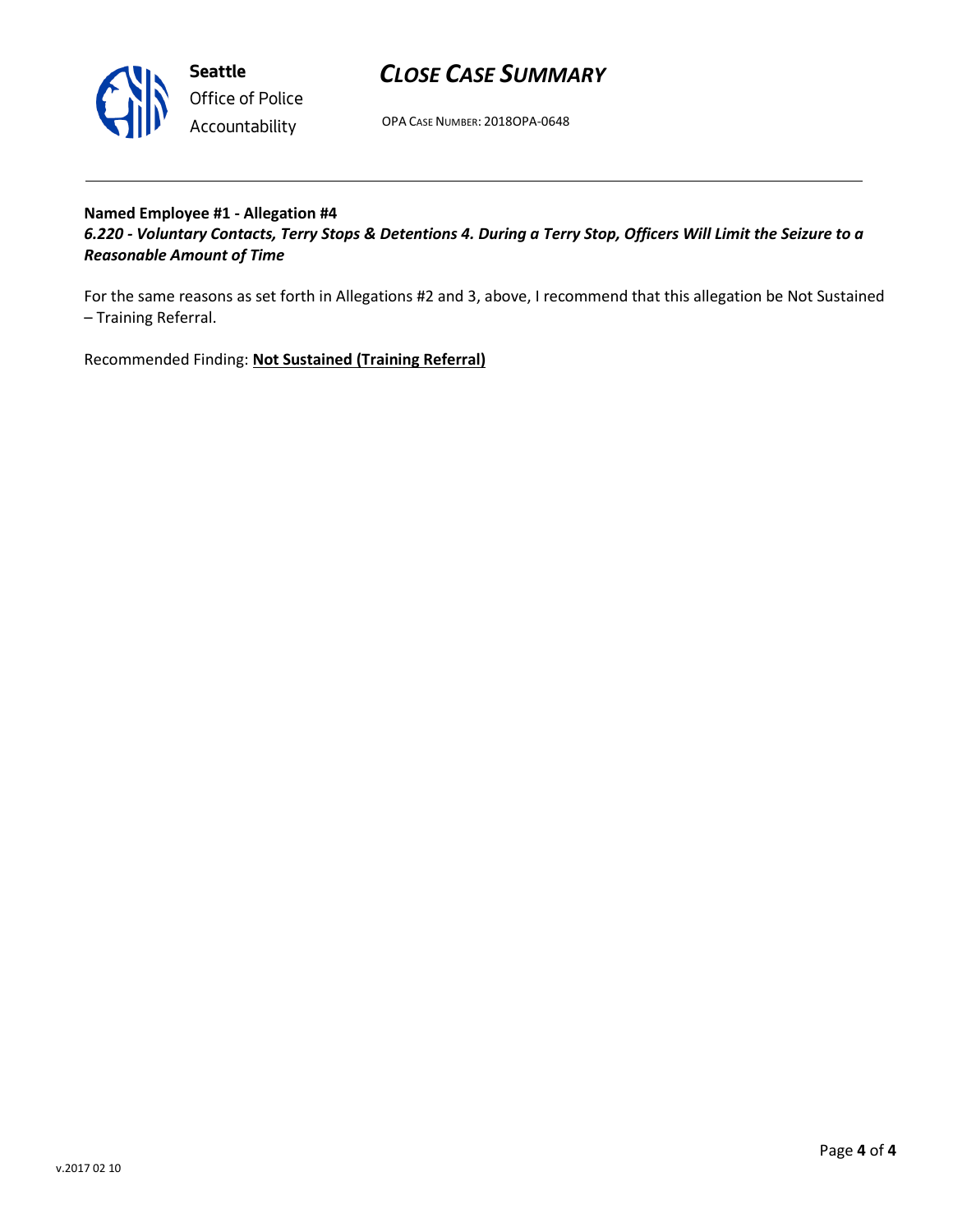**Named Employee #1 - Allegation #4**
***6.220 - Voluntary Contacts, Terry Stops & Detentions 4. During a Terry Stop, Officers Will Limit the Seizure to a Reasonable Amount of Time***

For the same reasons as set forth in Allegations #2 and 3, above, I recommend that this allegation be Not Sustained – Training Referral.

Recommended Finding: **Not Sustained (Training Referral)**